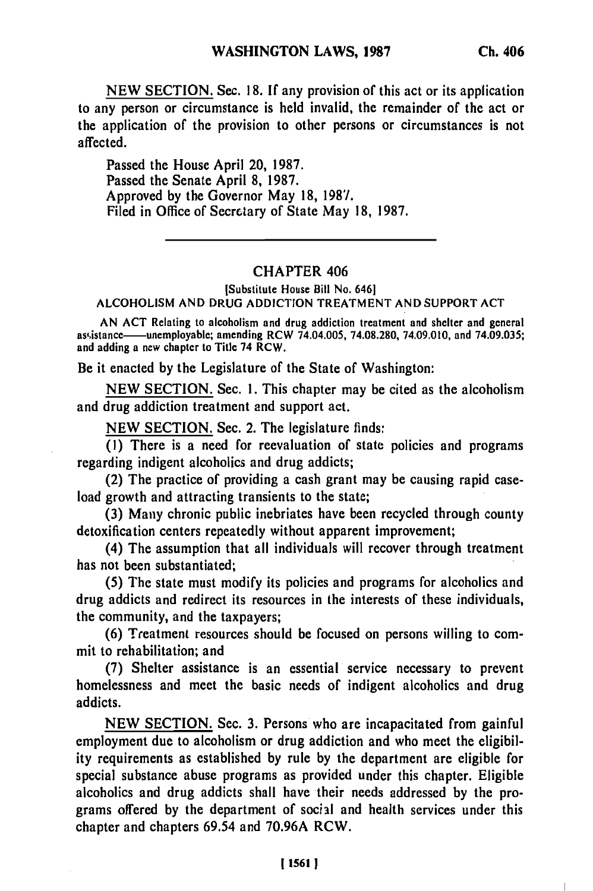NEW SECTION. Sec. 18. If any provision of this act or its application to any person or circumstance is held invalid, the remainder of the act or the application of the provision to other persons or circumstances is not affected.

Passed the House April 20, 1987.
Passed the Senate April 8, 1987.
Approved by the Governor May 18, 1987.
Filed in Office of Secretary of State May 18, 1987.

---

## CHAPTER 406

[Substitute House Bill No. 646]

### ALCOHOLISM AND DRUG ADDICTION TREATMENT AND SUPPORT ACT

AN ACT Relating to alcoholism and drug addiction treatment and shelter and general assistance——unemployable; amending RCW 74.04.005, 74.08.280, 74.09.010, and 74.09.035; and adding a new chapter to Title 74 RCW.

Be it enacted by the Legislature of the State of Washington:

NEW SECTION. Sec. 1. This chapter may be cited as the alcoholism and drug addiction treatment and support act.

NEW SECTION. Sec. 2. The legislature finds:

(1) There is a need for reevaluation of state policies and programs regarding indigent alcoholics and drug addicts;

(2) The practice of providing a cash grant may be causing rapid caseload growth and attracting transients to the state;

(3) Many chronic public inebriates have been recycled through county detoxification centers repeatedly without apparent improvement;

(4) The assumption that all individuals will recover through treatment has not been substantiated;

(5) The state must modify its policies and programs for alcoholics and drug addicts and redirect its resources in the interests of these individuals, the community, and the taxpayers;

(6) Treatment resources should be focused on persons willing to commit to rehabilitation; and

(7) Shelter assistance is an essential service necessary to prevent homelessness and meet the basic needs of indigent alcoholics and drug addicts.

NEW SECTION. Sec. 3. Persons who are incapacitated from gainful employment due to alcoholism or drug addiction and who meet the eligibility requirements as established by rule by the department are eligible for special substance abuse programs as provided under this chapter. Eligible alcoholics and drug addicts shall have their needs addressed by the programs offered by the department of social and health services under this chapter and chapters 69.54 and 70.96A RCW.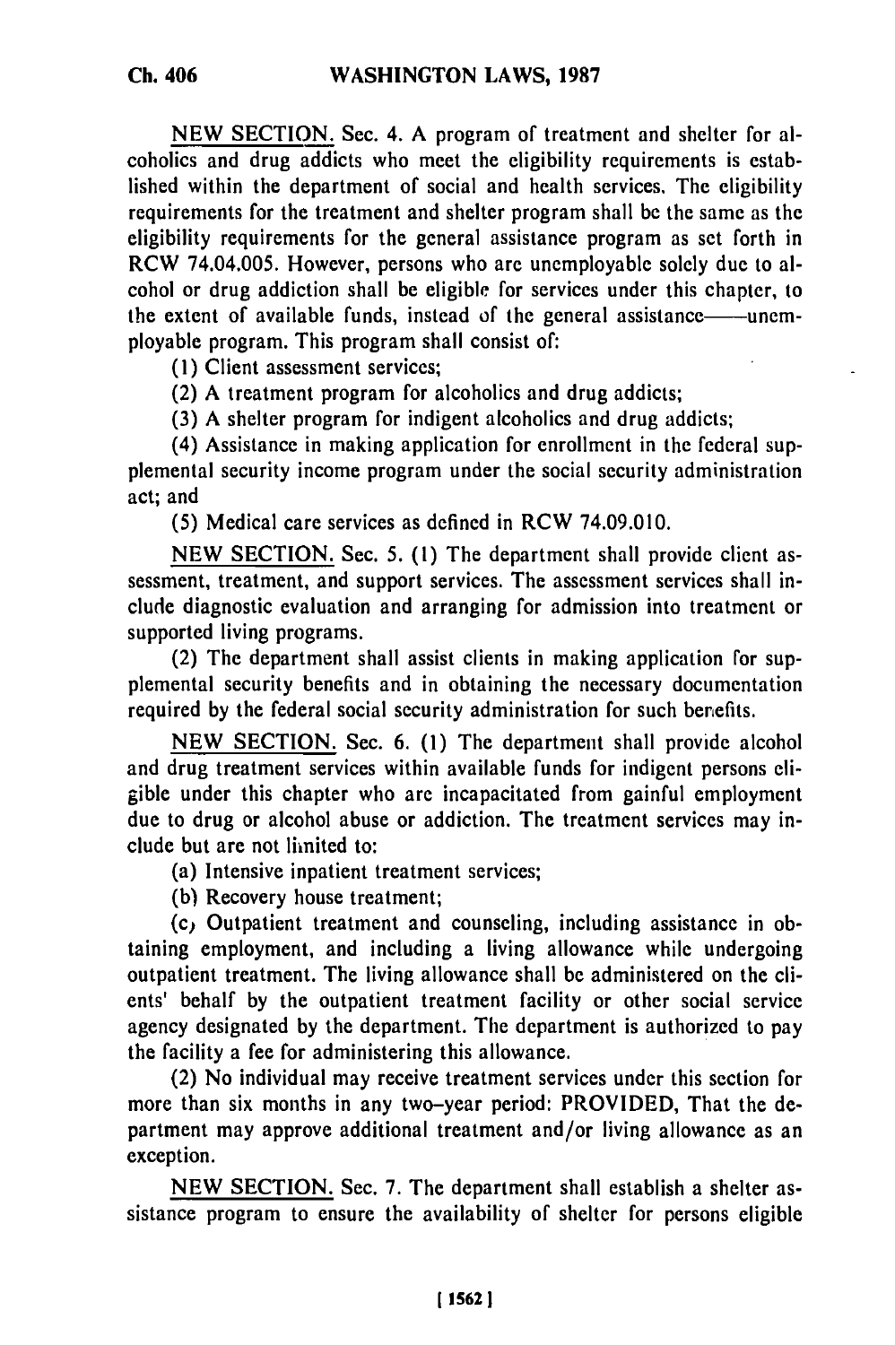NEW SECTION. Sec. 4. A program of treatment and shelter for alcoholics and drug addicts who meet the eligibility requirements is established within the department of social and health services. The eligibility requirements for the treatment and shelter program shall be the same as the eligibility requirements for the general assistance program as set forth in RCW 74.04.005. However, persons who are unemployable solely due to alcohol or drug addiction shall be eligible for services under this chapter, to the extent of available funds, instead of the general assistance—unemployable program. This program shall consist of:

(1) Client assessment services;

(2) A treatment program for alcoholics and drug addicts;

(3) A shelter program for indigent alcoholics and drug addicts;

(4) Assistance in making application for enrollment in the federal supplemental security income program under the social security administration act; and

(5) Medical care services as defined in RCW 74.09.010.

NEW SECTION. Sec. 5. (1) The department shall provide client assessment, treatment, and support services. The assessment services shall include diagnostic evaluation and arranging for admission into treatment or supported living programs.

(2) The department shall assist clients in making application for supplemental security benefits and in obtaining the necessary documentation required by the federal social security administration for such benefits.

NEW SECTION. Sec. 6. (1) The department shall provide alcohol and drug treatment services within available funds for indigent persons eligible under this chapter who are incapacitated from gainful employment due to drug or alcohol abuse or addiction. The treatment services may include but are not limited to:

(a) Intensive inpatient treatment services;

(b) Recovery house treatment;

(c) Outpatient treatment and counseling, including assistance in obtaining employment, and including a living allowance while undergoing outpatient treatment. The living allowance shall be administered on the clients' behalf by the outpatient treatment facility or other social service agency designated by the department. The department is authorized to pay the facility a fee for administering this allowance.

(2) No individual may receive treatment services under this section for more than six months in any two-year period: PROVIDED, That the department may approve additional treatment and/or living allowance as an exception.

NEW SECTION. Sec. 7. The department shall establish a shelter assistance program to ensure the availability of shelter for persons eligible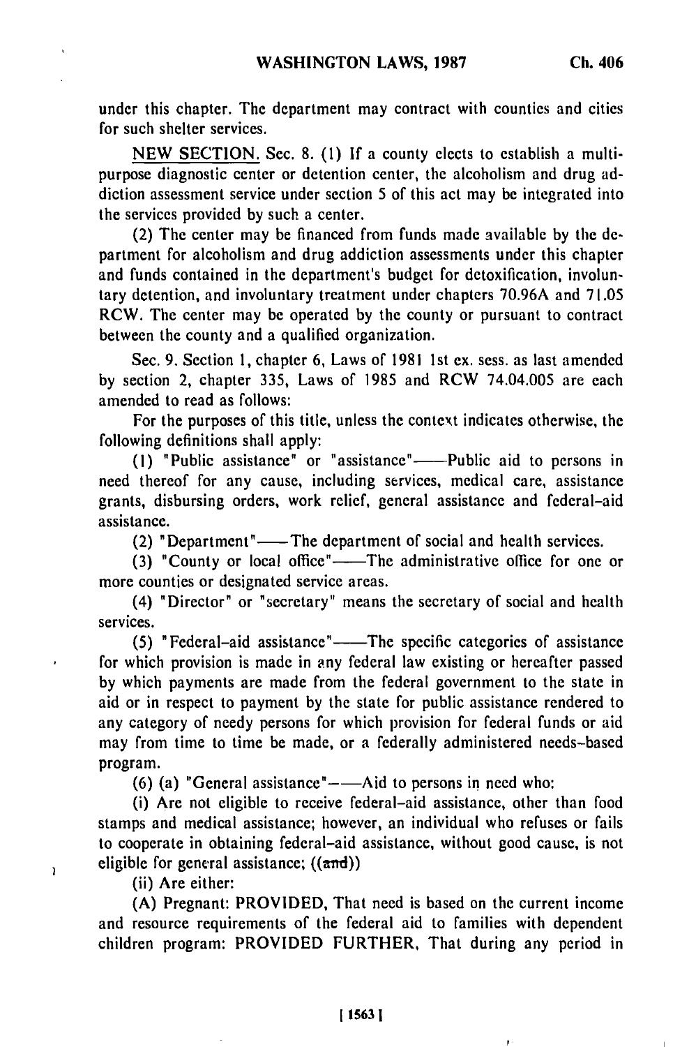under this chapter. The department may contract with counties and cities for such shelter services.

NEW SECTION. Sec. 8. (1) If a county elects to establish a multipurpose diagnostic center or detention center, the alcoholism and drug addiction assessment service under section 5 of this act may be integrated into the services provided by such a center.

(2) The center may be financed from funds made available by the department for alcoholism and drug addiction assessments under this chapter and funds contained in the department's budget for detoxification, involuntary detention, and involuntary treatment under chapters 70.96A and 71.05 RCW. The center may be operated by the county or pursuant to contract between the county and a qualified organization.

Sec. 9. Section 1, chapter 6, Laws of 1981 1st ex. sess. as last amended by section 2, chapter 335, Laws of 1985 and RCW 74.04.005 are each amended to read as follows:

For the purposes of this title, unless the context indicates otherwise, the following definitions shall apply:

(1) "Public assistance" or "assistance"——Public aid to persons in need thereof for any cause, including services, medical care, assistance grants, disbursing orders, work relief, general assistance and federal-aid assistance.

(2) "Department"——The department of social and health services.

(3) "County or local office"——The administrative office for one or more counties or designated service areas.

(4) "Director" or "secretary" means the secretary of social and health services.

(5) "Federal-aid assistance"——The specific categories of assistance for which provision is made in any federal law existing or hereafter passed by which payments are made from the federal government to the state in aid or in respect to payment by the state for public assistance rendered to any category of needy persons for which provision for federal funds or aid may from time to time be made, or a federally administered needs-based program.

(6) (a) "General assistance"——Aid to persons in need who:

(i) Are not eligible to receive federal-aid assistance, other than food stamps and medical assistance; however, an individual who refuses or fails to cooperate in obtaining federal-aid assistance, without good cause, is not eligible for general assistance; ((~~and~~))

(ii) Are either:

(A) Pregnant: PROVIDED, That need is based on the current income and resource requirements of the federal aid to families with dependent children program: PROVIDED FURTHER, That during any period in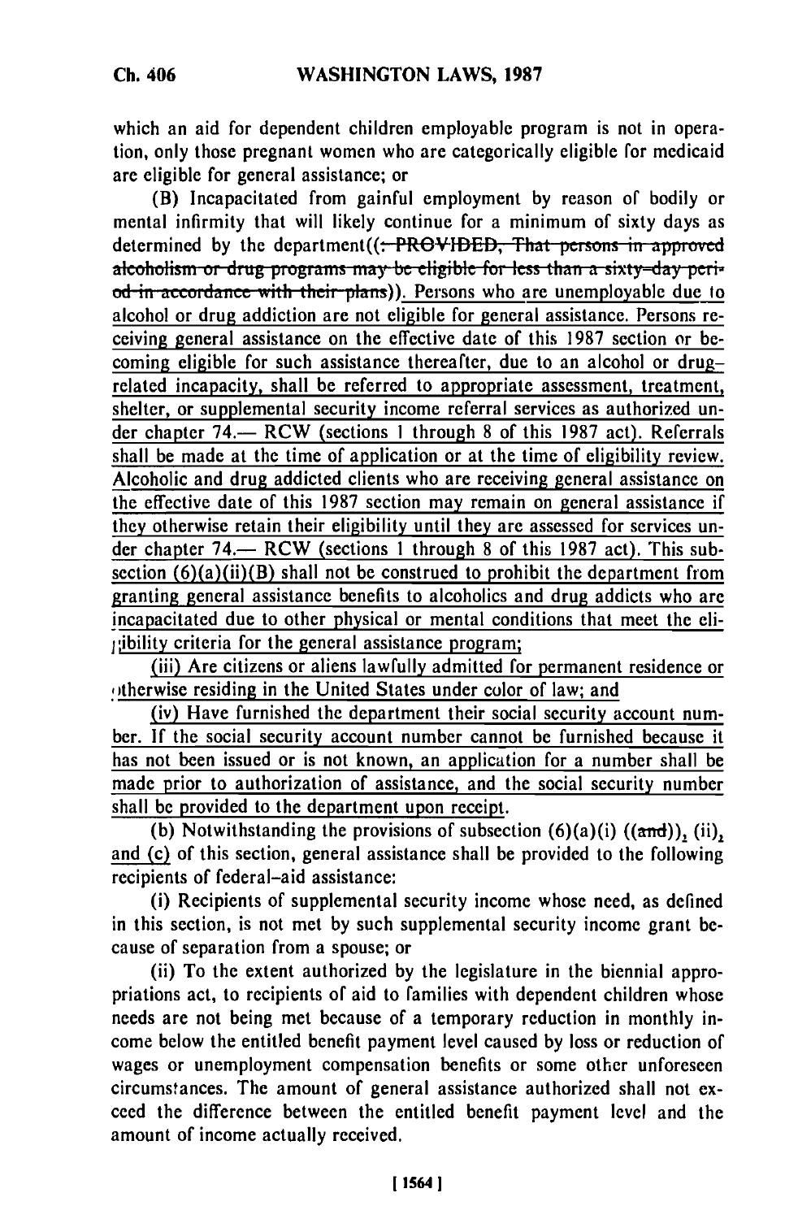which an aid for dependent children employable program is not in operation, only those pregnant women who are categorically eligible for medicaid are eligible for general assistance; or

(B) Incapacitated from gainful employment by reason of bodily or mental infirmity that will likely continue for a minimum of sixty days as determined by the department((: PROVIDED, That persons in approved alcoholism or drug programs may be eligible for less than a sixty-day period in accordance with their plans)). Persons who are unemployable due to alcohol or drug addiction are not eligible for general assistance. Persons receiving general assistance on the effective date of this 1987 section or becoming eligible for such assistance thereafter, due to an alcohol or drug-related incapacity, shall be referred to appropriate assessment, treatment, shelter, or supplemental security income referral services as authorized under chapter 74.— RCW (sections 1 through 8 of this 1987 act). Referrals shall be made at the time of application or at the time of eligibility review. Alcoholic and drug addicted clients who are receiving general assistance on the effective date of this 1987 section may remain on general assistance if they otherwise retain their eligibility until they are assessed for services under chapter 74.— RCW (sections 1 through 8 of this 1987 act). This subsection (6)(a)(ii)(B) shall not be construed to prohibit the department from granting general assistance benefits to alcoholics and drug addicts who are incapacitated due to other physical or mental conditions that meet the eligibility criteria for the general assistance program;

(iii) Are citizens or aliens lawfully admitted for permanent residence or otherwise residing in the United States under color of law; and

(iv) Have furnished the department their social security account number. If the social security account number cannot be furnished because it has not been issued or is not known, an application for a number shall be made prior to authorization of assistance, and the social security number shall be provided to the department upon receipt.

(b) Notwithstanding the provisions of subsection (6)(a)(i) ((and)), (ii), and (c) of this section, general assistance shall be provided to the following recipients of federal-aid assistance:

(i) Recipients of supplemental security income whose need, as defined in this section, is not met by such supplemental security income grant because of separation from a spouse; or

(ii) To the extent authorized by the legislature in the biennial appropriations act, to recipients of aid to families with dependent children whose needs are not being met because of a temporary reduction in monthly income below the entitled benefit payment level caused by loss or reduction of wages or unemployment compensation benefits or some other unforeseen circumstances. The amount of general assistance authorized shall not exceed the difference between the entitled benefit payment level and the amount of income actually received.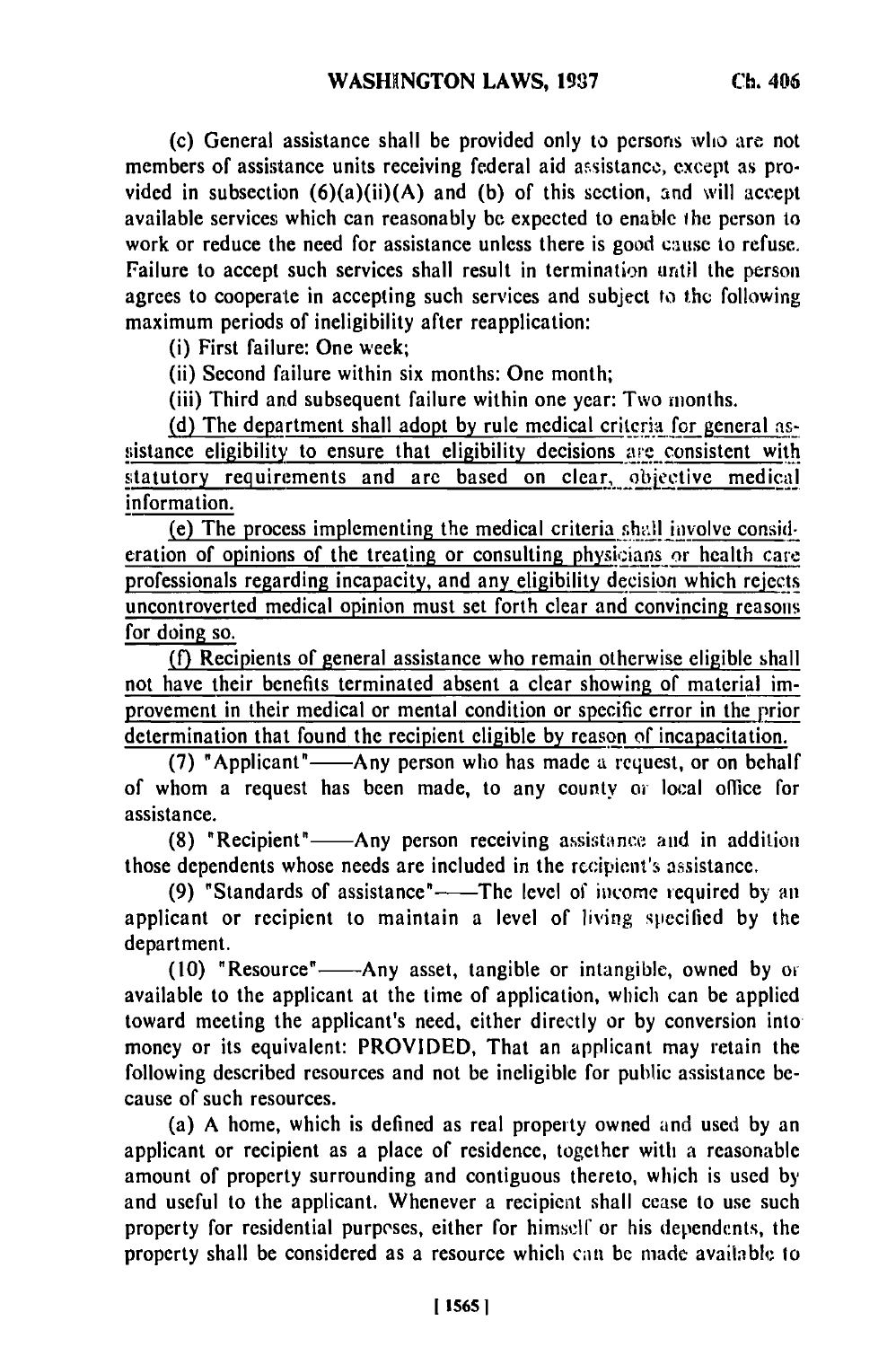(c) General assistance shall be provided only to persons who are not members of assistance units receiving federal aid assistance, except as provided in subsection (6)(a)(ii)(A) and (b) of this section, and will accept available services which can reasonably be expected to enable the person to work or reduce the need for assistance unless there is good cause to refuse. Failure to accept such services shall result in termination until the person agrees to cooperate in accepting such services and subject to the following maximum periods of ineligibility after reapplication:

(i) First failure: One week;

(ii) Second failure within six months: One month;

(iii) Third and subsequent failure within one year: Two months.

<u>(d) The department shall adopt by rule medical criteria for general assistance eligibility to ensure that eligibility decisions are consistent with statutory requirements and are based on clear, objective medical information.</u>

<u>(e) The process implementing the medical criteria shall involve consideration of opinions of the treating or consulting physicians or health care professionals regarding incapacity, and any eligibility decision which rejects uncontroverted medical opinion must set forth clear and convincing reasons for doing so.</u>

<u>(f) Recipients of general assistance who remain otherwise eligible shall not have their benefits terminated absent a clear showing of material improvement in their medical or mental condition or specific error in the prior determination that found the recipient eligible by reason of incapacitation.</u>

(7) "Applicant"——Any person who has made a request, or on behalf of whom a request has been made, to any county or local office for assistance.

(8) "Recipient"——Any person receiving assistance and in addition those dependents whose needs are included in the recipient's assistance.

(9) "Standards of assistance"——The level of income required by an applicant or recipient to maintain a level of living specified by the department.

(10) "Resource"——Any asset, tangible or intangible, owned by or available to the applicant at the time of application, which can be applied toward meeting the applicant's need, either directly or by conversion into money or its equivalent: PROVIDED, That an applicant may retain the following described resources and not be ineligible for public assistance because of such resources.

(a) A home, which is defined as real property owned and used by an applicant or recipient as a place of residence, together with a reasonable amount of property surrounding and contiguous thereto, which is used by and useful to the applicant. Whenever a recipient shall cease to use such property for residential purposes, either for himself or his dependents, the property shall be considered as a resource which can be made available to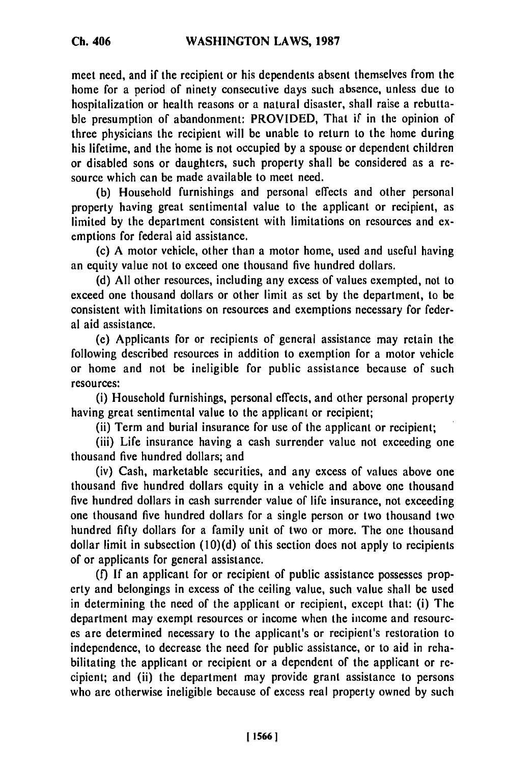meet need, and if the recipient or his dependents absent themselves from the home for a period of ninety consecutive days such absence, unless due to hospitalization or health reasons or a natural disaster, shall raise a rebuttable presumption of abandonment: PROVIDED, That if in the opinion of three physicians the recipient will be unable to return to the home during his lifetime, and the home is not occupied by a spouse or dependent children or disabled sons or daughters, such property shall be considered as a resource which can be made available to meet need.

(b) Household furnishings and personal effects and other personal property having great sentimental value to the applicant or recipient, as limited by the department consistent with limitations on resources and exemptions for federal aid assistance.

(c) A motor vehicle, other than a motor home, used and useful having an equity value not to exceed one thousand five hundred dollars.

(d) All other resources, including any excess of values exempted, not to exceed one thousand dollars or other limit as set by the department, to be consistent with limitations on resources and exemptions necessary for federal aid assistance.

(e) Applicants for or recipients of general assistance may retain the following described resources in addition to exemption for a motor vehicle or home and not be ineligible for public assistance because of such resources:

(i) Household furnishings, personal effects, and other personal property having great sentimental value to the applicant or recipient;

(ii) Term and burial insurance for use of the applicant or recipient;

(iii) Life insurance having a cash surrender value not exceeding one thousand five hundred dollars; and

(iv) Cash, marketable securities, and any excess of values above one thousand five hundred dollars equity in a vehicle and above one thousand five hundred dollars in cash surrender value of life insurance, not exceeding one thousand five hundred dollars for a single person or two thousand two hundred fifty dollars for a family unit of two or more. The one thousand dollar limit in subsection (10)(d) of this section does not apply to recipients of or applicants for general assistance.

(f) If an applicant for or recipient of public assistance possesses property and belongings in excess of the ceiling value, such value shall be used in determining the need of the applicant or recipient, except that: (i) The department may exempt resources or income when the income and resources are determined necessary to the applicant's or recipient's restoration to independence, to decrease the need for public assistance, or to aid in rehabilitating the applicant or recipient or a dependent of the applicant or recipient; and (ii) the department may provide grant assistance to persons who are otherwise ineligible because of excess real property owned by such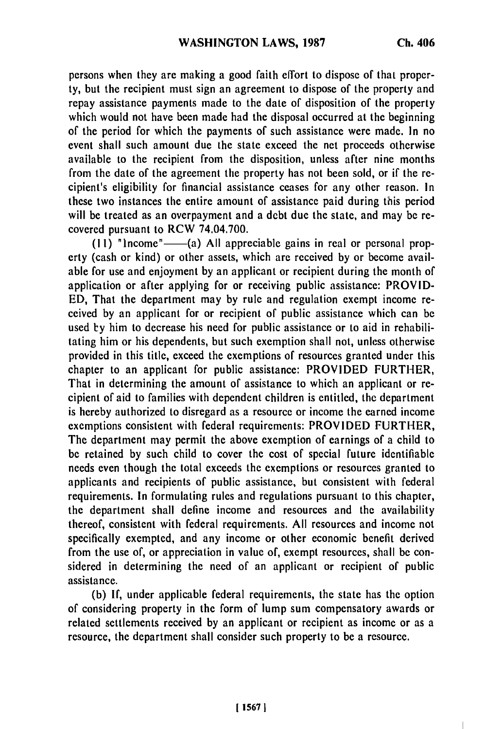persons when they are making a good faith effort to dispose of that property, but the recipient must sign an agreement to dispose of the property and repay assistance payments made to the date of disposition of the property which would not have been made had the disposal occurred at the beginning of the period for which the payments of such assistance were made. In no event shall such amount due the state exceed the net proceeds otherwise available to the recipient from the disposition, unless after nine months from the date of the agreement the property has not been sold, or if the recipient's eligibility for financial assistance ceases for any other reason. In these two instances the entire amount of assistance paid during this period will be treated as an overpayment and a debt due the state, and may be recovered pursuant to RCW 74.04.700.

(11) "Income"——(a) All appreciable gains in real or personal property (cash or kind) or other assets, which are received by or become available for use and enjoyment by an applicant or recipient during the month of application or after applying for or receiving public assistance: PROVIDED, That the department may by rule and regulation exempt income received by an applicant for or recipient of public assistance which can be used by him to decrease his need for public assistance or to aid in rehabilitating him or his dependents, but such exemption shall not, unless otherwise provided in this title, exceed the exemptions of resources granted under this chapter to an applicant for public assistance: PROVIDED FURTHER, That in determining the amount of assistance to which an applicant or recipient of aid to families with dependent children is entitled, the department is hereby authorized to disregard as a resource or income the earned income exemptions consistent with federal requirements: PROVIDED FURTHER, The department may permit the above exemption of earnings of a child to be retained by such child to cover the cost of special future identifiable needs even though the total exceeds the exemptions or resources granted to applicants and recipients of public assistance, but consistent with federal requirements. In formulating rules and regulations pursuant to this chapter, the department shall define income and resources and the availability thereof, consistent with federal requirements. All resources and income not specifically exempted, and any income or other economic benefit derived from the use of, or appreciation in value of, exempt resources, shall be considered in determining the need of an applicant or recipient of public assistance.

(b) If, under applicable federal requirements, the state has the option of considering property in the form of lump sum compensatory awards or related settlements received by an applicant or recipient as income or as a resource, the department shall consider such property to be a resource.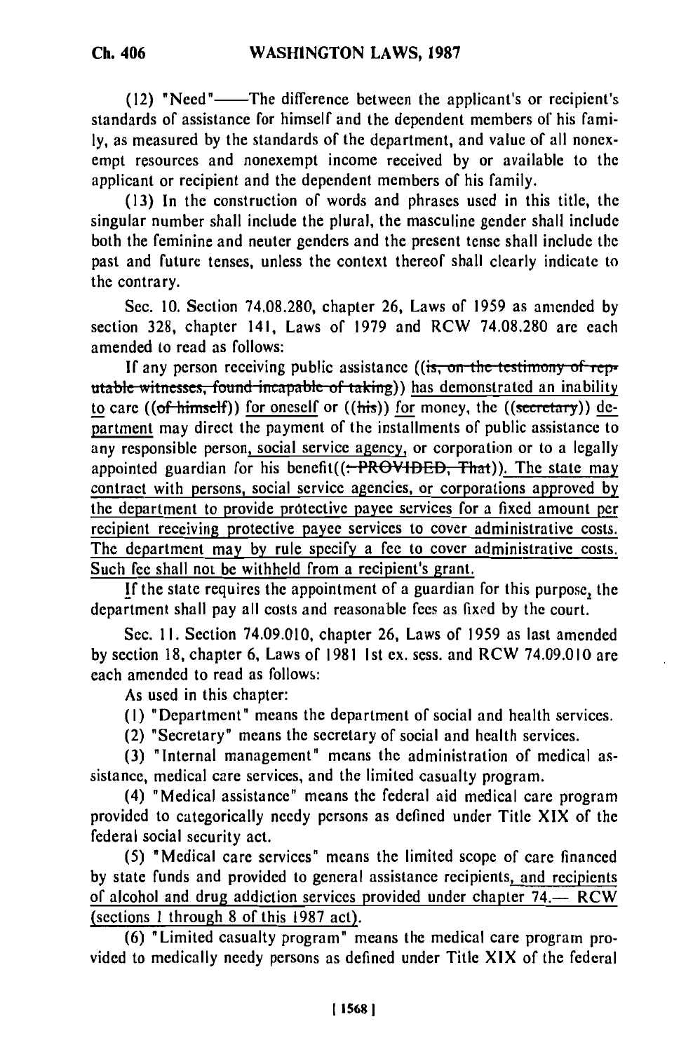(12) "Need"——The difference between the applicant's or recipient's standards of assistance for himself and the dependent members of his family, as measured by the standards of the department, and value of all nonexempt resources and nonexempt income received by or available to the applicant or recipient and the dependent members of his family.

(13) In the construction of words and phrases used in this title, the singular number shall include the plural, the masculine gender shall include both the feminine and neuter genders and the present tense shall include the past and future tenses, unless the context thereof shall clearly indicate to the contrary.

Sec. 10. Section 74.08.280, chapter 26, Laws of 1959 as amended by section 328, chapter 141, Laws of 1979 and RCW 74.08.280 are each amended to read as follows:

If any person receiving public assistance ((~~is, on the testimony of reputable witnesses, found incapable of taking~~)) has demonstrated an inability to care ((~~of himself~~)) for oneself or ((~~his~~)) for money, the ((~~secretary~~)) department may direct the payment of the installments of public assistance to any responsible person, social service agency, or corporation or to a legally appointed guardian for his benefit((~~: PROVIDED, That~~)). The state may contract with persons, social service agencies, or corporations approved by the department to provide protective payee services for a fixed amount per recipient receiving protective payee services to cover administrative costs. The department may by rule specify a fee to cover administrative costs. Such fee shall not be withheld from a recipient's grant.

If the state requires the appointment of a guardian for this purpose, the department shall pay all costs and reasonable fees as fixed by the court.

Sec. 11. Section 74.09.010, chapter 26, Laws of 1959 as last amended by section 18, chapter 6, Laws of 1981 1st ex. sess. and RCW 74.09.010 are each amended to read as follows:

As used in this chapter:

(1) "Department" means the department of social and health services.

(2) "Secretary" means the secretary of social and health services.

(3) "Internal management" means the administration of medical assistance, medical care services, and the limited casualty program.

(4) "Medical assistance" means the federal aid medical care program provided to categorically needy persons as defined under Title XIX of the federal social security act.

(5) "Medical care services" means the limited scope of care financed by state funds and provided to general assistance recipients, and recipients of alcohol and drug addiction services provided under chapter 74.— RCW (sections 1 through 8 of this 1987 act).

(6) "Limited casualty program" means the medical care program provided to medically needy persons as defined under Title XIX of the federal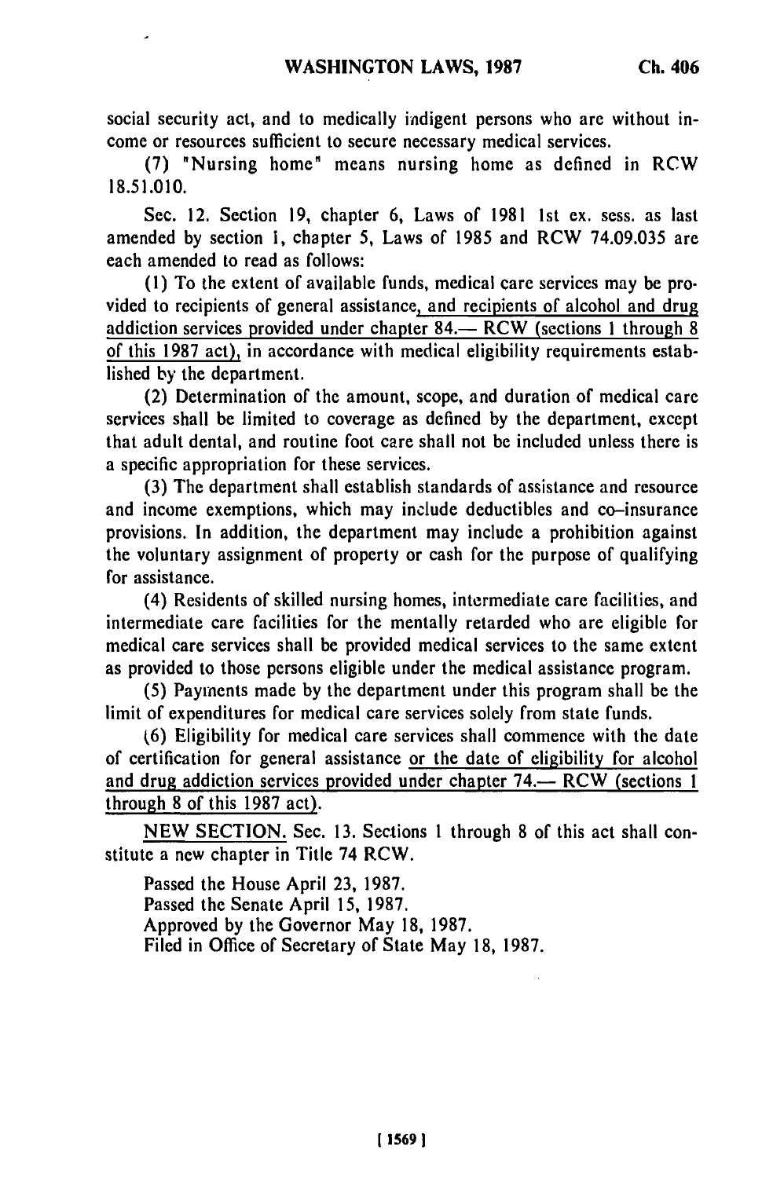social security act, and to medically indigent persons who are without income or resources sufficient to secure necessary medical services.

(7) "Nursing home" means nursing home as defined in RCW 18.51.010.

Sec. 12. Section 19, chapter 6, Laws of 1981 1st ex. sess. as last amended by section 1, chapter 5, Laws of 1985 and RCW 74.09.035 are each amended to read as follows:

(1) To the extent of available funds, medical care services may be provided to recipients of general assistance, and recipients of alcohol and drug addiction services provided under chapter 84.— RCW (sections 1 through 8 of this 1987 act), in accordance with medical eligibility requirements established by the department.

(2) Determination of the amount, scope, and duration of medical care services shall be limited to coverage as defined by the department, except that adult dental, and routine foot care shall not be included unless there is a specific appropriation for these services.

(3) The department shall establish standards of assistance and resource and income exemptions, which may include deductibles and co-insurance provisions. In addition, the department may include a prohibition against the voluntary assignment of property or cash for the purpose of qualifying for assistance.

(4) Residents of skilled nursing homes, intermediate care facilities, and intermediate care facilities for the mentally retarded who are eligible for medical care services shall be provided medical services to the same extent as provided to those persons eligible under the medical assistance program.

(5) Payments made by the department under this program shall be the limit of expenditures for medical care services solely from state funds.

(6) Eligibility for medical care services shall commence with the date of certification for general assistance or the date of eligibility for alcohol and drug addiction services provided under chapter 74.— RCW (sections 1 through 8 of this 1987 act).

NEW SECTION. Sec. 13. Sections 1 through 8 of this act shall constitute a new chapter in Title 74 RCW.

Passed the House April 23, 1987.
Passed the Senate April 15, 1987.
Approved by the Governor May 18, 1987.
Filed in Office of Secretary of State May 18, 1987.